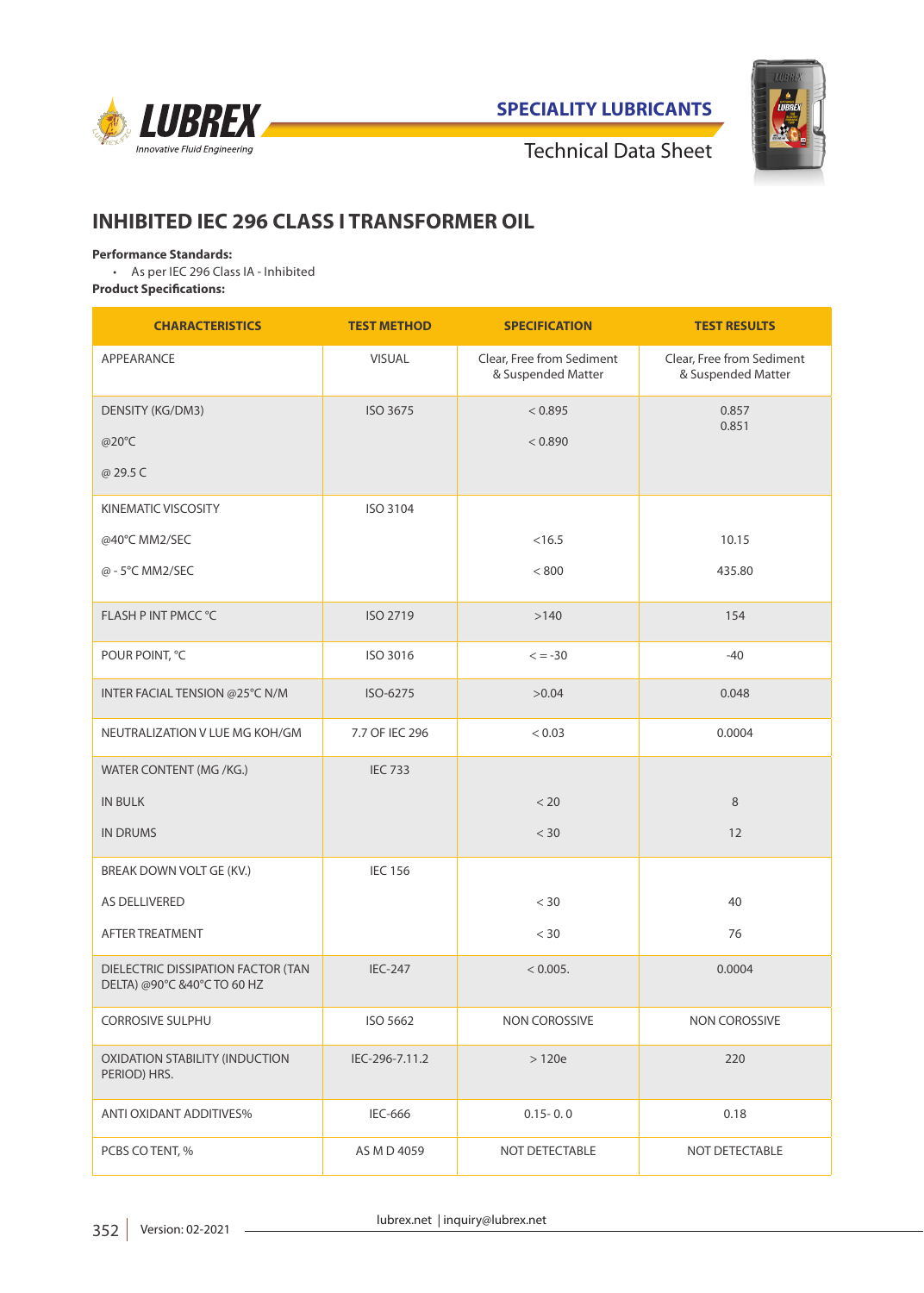SPECIALITY LUBRICANTS

Technical Data Sheet

# INHIBITED IEC 296 CLASS I TRANSFORMER OIL

**Performance Standards:**

- As per IEC 296 Class IA - Inhibited

**Product Specifications:**

| CHARACTERISTICS | TEST METHOD | SPECIFICATION | TEST RESULTS |
|---|---|---|---|
| APPEARANCE | VISUAL | Clear, Free from Sediment & Suspended Matter | Clear, Free from Sediment & Suspended Matter |
| DENSITY (KG/DM3)<br>@20°C<br>@ 29.5 C | ISO 3675 | < 0.895<br>< 0.890 | 0.857<br>0.851 |
| KINEMATIC VISCOSITY<br>@40°C MM2/SEC<br>@ - 5°C MM2/SEC | ISO 3104 | <16.5<br>< 800 | 10.15<br>435.80 |
| FLASH P INT PMCC °C | ISO 2719 | >140 | 154 |
| POUR POINT, °C | ISO 3016 | < = -30 | -40 |
| INTER FACIAL TENSION @25°C N/M | ISO-6275 | >0.04 | 0.048 |
| NEUTRALIZATION V LUE MG KOH/GM | 7.7 OF IEC 296 | < 0.03 | 0.0004 |
| WATER CONTENT (MG /KG.)<br>IN BULK<br>IN DRUMS | IEC 733 | < 20<br>< 30 | 8<br>12 |
| BREAK DOWN VOLT GE (KV.)<br>AS DELLIVERED<br>AFTER TREATMENT | IEC 156 | < 30<br>< 30 | 40<br>76 |
| DIELECTRIC DISSIPATION FACTOR (TAN DELTA) @90°C &40°C TO 60 HZ | IEC-247 | < 0.005. | 0.0004 |
| CORROSIVE SULPHU | ISO 5662 | NON COROSSIVE | NON COROSSIVE |
| OXIDATION STABILITY (INDUCTION PERIOD) HRS. | IEC-296-7.11.2 | > 120e | 220 |
| ANTI OXIDANT ADDITIVES% | IEC-666 | 0.15- 0. 0 | 0.18 |
| PCBS CO TENT, % | AS M D 4059 | NOT DETECTABLE | NOT DETECTABLE |

Version: 02-2021

lubrex.net | inquiry@lubrex.net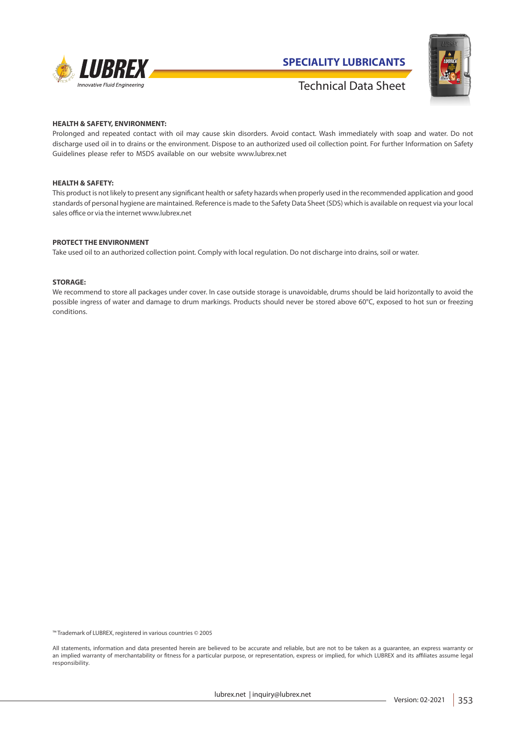## HEALTH & SAFETY, ENVIRONMENT:

Prolonged and repeated contact with oil may cause skin disorders. Avoid contact. Wash immediately with soap and water. Do not discharge used oil in to drains or the environment. Dispose to an authorized used oil collection point. For further Information on Safety Guidelines please refer to MSDS available on our website www.lubrex.net

## HEALTH & SAFETY:

This product is not likely to present any significant health or safety hazards when properly used in the recommended application and good standards of personal hygiene are maintained. Reference is made to the Safety Data Sheet (SDS) which is available on request via your local sales office or via the internet www.lubrex.net

## PROTECT THE ENVIRONMENT

Take used oil to an authorized collection point. Comply with local regulation. Do not discharge into drains, soil or water.

## STORAGE:

We recommend to store all packages under cover. In case outside storage is unavoidable, drums should be laid horizontally to avoid the possible ingress of water and damage to drum markings. Products should never be stored above 60°C, exposed to hot sun or freezing conditions.

™ Trademark of LUBREX, registered in various countries © 2005

All statements, information and data presented herein are believed to be accurate and reliable, but are not to be taken as a guarantee, an express warranty or an implied warranty of merchantability or fitness for a particular purpose, or representation, express or implied, for which LUBREX and its affiliates assume legal responsibility.

lubrex.net | inquiry@lubrex.net

Version: 02-2021